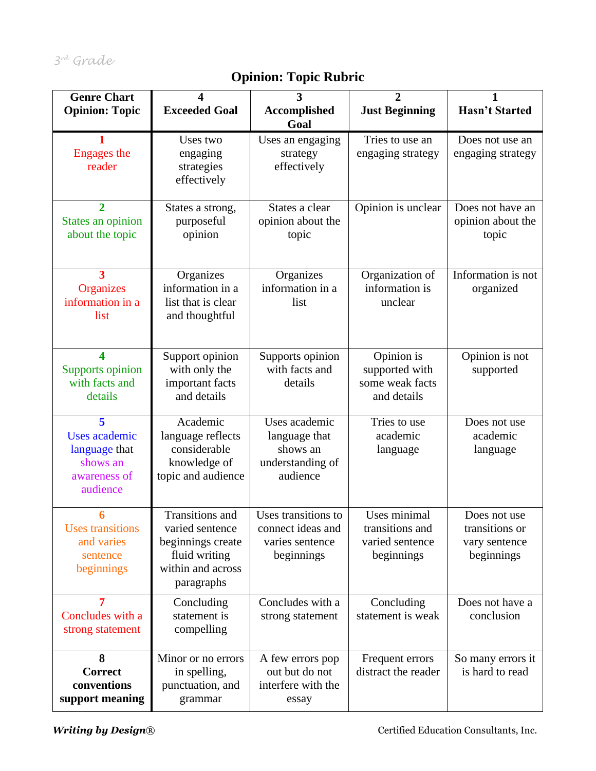3rd Grade

# Opinion: Topic Rubric

| Genre Chart Opinion: Topic | 4 Exceeded Goal | 3 Accomplished Goal | 2 Just Beginning | 1 Hasn't Started |
|---|---|---|---|---|
| 1 Engages the reader | Uses two engaging strategies effectively | Uses an engaging strategy effectively | Tries to use an engaging strategy | Does not use an engaging strategy |
| 2 States an opinion about the topic | States a strong, purposeful opinion | States a clear opinion about the topic | Opinion is unclear | Does not have an opinion about the topic |
| 3 Organizes information in a list | Organizes information in a list that is clear and thoughtful | Organizes information in a list | Organization of information is unclear | Information is not organized |
| 4 Supports opinion with facts and details | Support opinion with only the important facts and details | Supports opinion with facts and details | Opinion is supported with some weak facts and details | Opinion is not supported |
| 5 Uses academic language that shows an awareness of audience | Academic language reflects considerable knowledge of topic and audience | Uses academic language that shows an understanding of audience | Tries to use academic language | Does not use academic language |
| 6 Uses transitions and varies sentence beginnings | Transitions and varied sentence beginnings create fluid writing within and across paragraphs | Uses transitions to connect ideas and varies sentence beginnings | Uses minimal transitions and varied sentence beginnings | Does not use transitions or vary sentence beginnings |
| 7 Concludes with a strong statement | Concluding statement is compelling | Concludes with a strong statement | Concluding statement is weak | Does not have a conclusion |
| **8 Correct conventions support meaning** | Minor or no errors in spelling, punctuation, and grammar | A few errors pop out but do not interfere with the essay | Frequent errors distract the reader | So many errors it is hard to read |

***Writing by Design®*** Certified Education Consultants, Inc.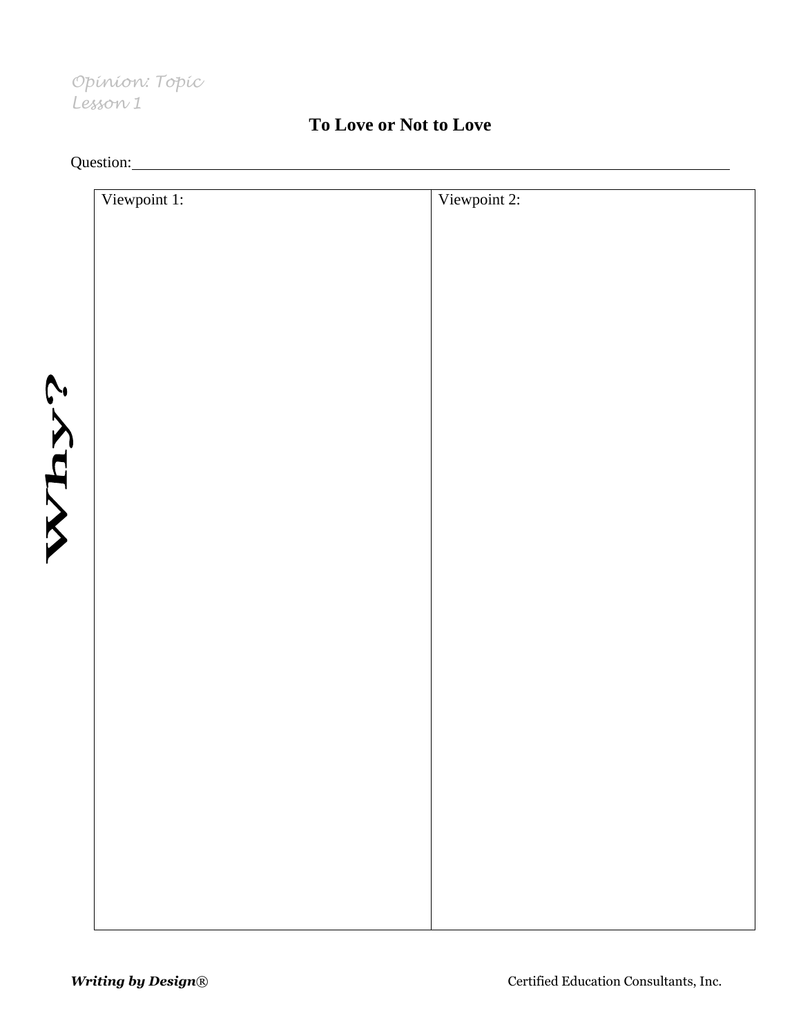*Opinion: Topic*
*Lesson 1*

# To Love or Not to Love

Question:\_\_\_\_\_\_\_\_\_\_\_\_\_\_\_\_\_\_\_\_\_\_\_\_\_\_\_\_\_\_\_\_\_\_\_\_\_\_\_\_\_\_\_\_\_\_\_\_\_\_\_\_\_\_\_\_\_\_\_\_\_\_\_\_

**Why?**

| Viewpoint 1: | Viewpoint 2: |
|---|---|
| | |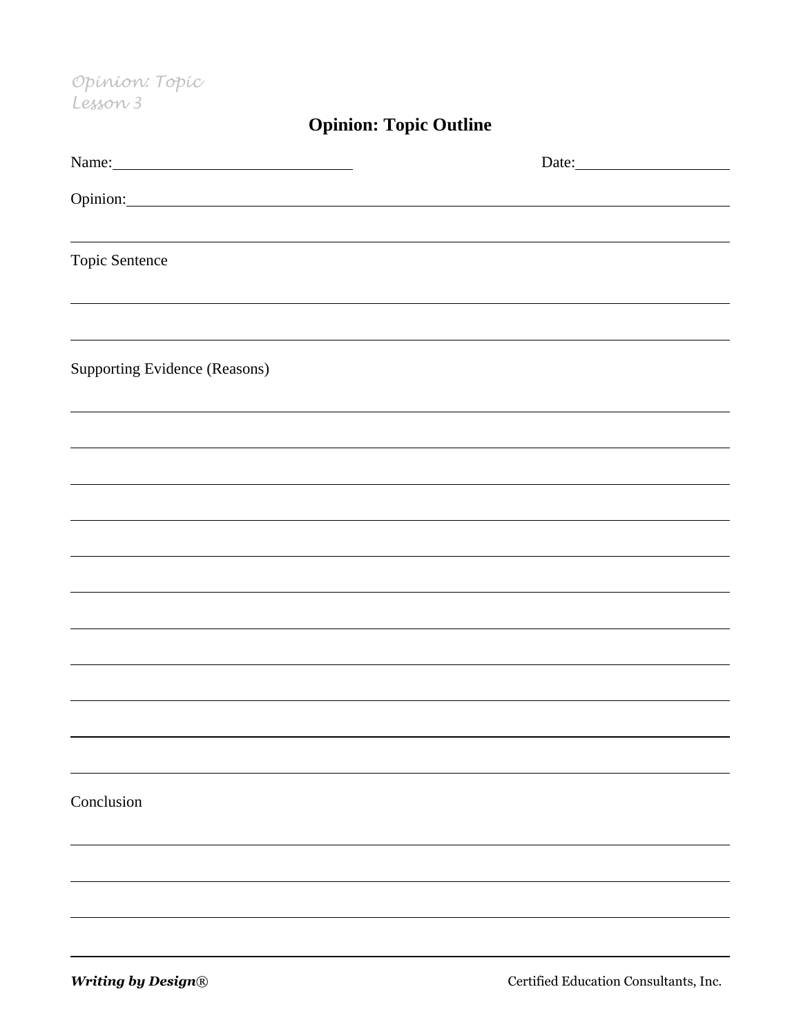*Opinion: Topic*
*Lesson 3*

# Opinion: Topic Outline

Name:______________________________ Date:____________________

Opinion:_____________________________________________________________

_____________________________________________________________

Topic Sentence

_____________________________________________________________

_____________________________________________________________

Supporting Evidence (Reasons)

_____________________________________________________________

_____________________________________________________________

_____________________________________________________________

_____________________________________________________________

_____________________________________________________________

_____________________________________________________________

_____________________________________________________________

_____________________________________________________________

_____________________________________________________________

_____________________________________________________________

_____________________________________________________________

Conclusion

_____________________________________________________________

_____________________________________________________________

_____________________________________________________________

_____________________________________________________________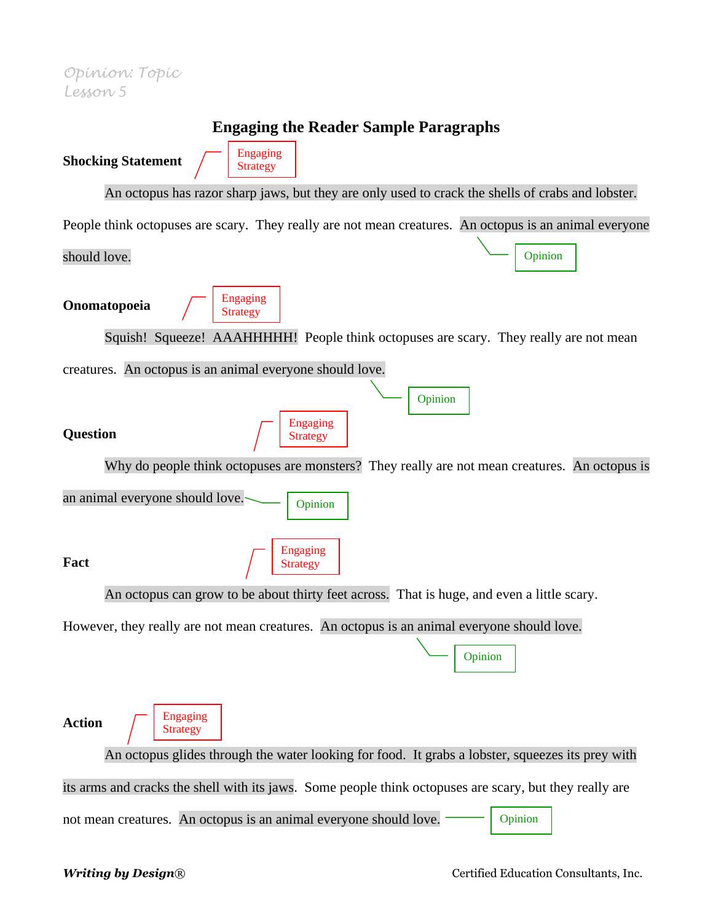Opinion: Topic
Lesson 5

# Engaging the Reader Sample Paragraphs

**Shocking Statement** — Engaging Strategy

An octopus has razor sharp jaws, but they are only used to crack the shells of crabs and lobster. People think octopuses are scary. They really are not mean creatures. An octopus is an animal everyone should love. — Opinion

**Onomatopoeia** — Engaging Strategy

Squish! Squeeze! AAAHHHHH! People think octopuses are scary. They really are not mean creatures. An octopus is an animal everyone should love. — Opinion

**Question** — Engaging Strategy

Why do people think octopuses are monsters? They really are not mean creatures. An octopus is an animal everyone should love. — Opinion

**Fact** — Engaging Strategy

An octopus can grow to be about thirty feet across. That is huge, and even a little scary. However, they really are not mean creatures. An octopus is an animal everyone should love. — Opinion

**Action** — Engaging Strategy

An octopus glides through the water looking for food. It grabs a lobster, squeezes its prey with its arms and cracks the shell with its jaws. Some people think octopuses are scary, but they really are not mean creatures. An octopus is an animal everyone should love. — Opinion

***Writing by Design*®** Certified Education Consultants, Inc.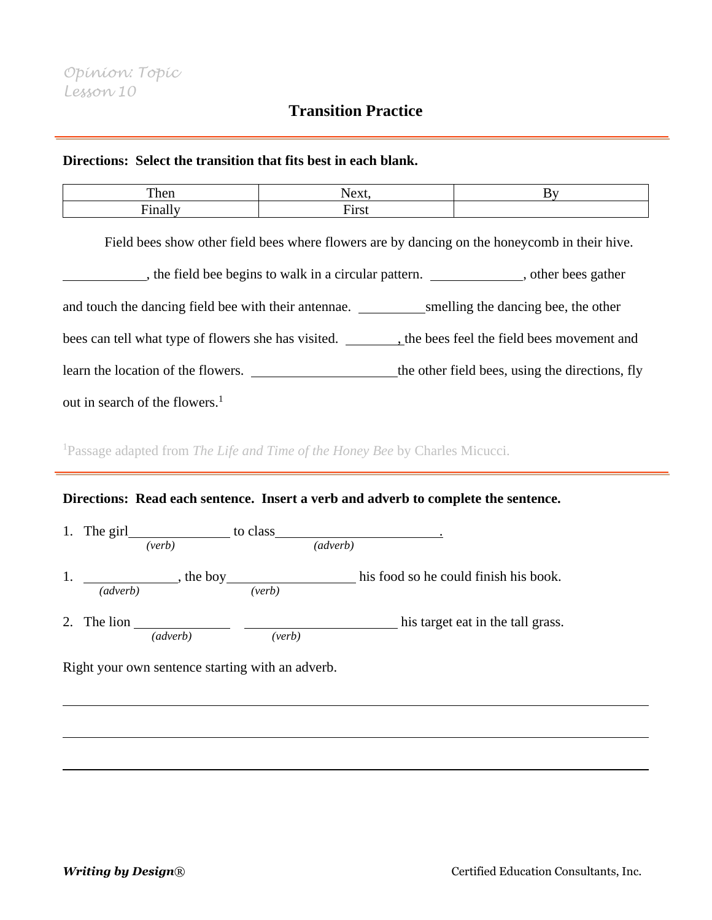*Opinion: Topic*
*Lesson 10*

# Transition Practice

**Directions: Select the transition that fits best in each blank.**

| | | |
|---|---|---|
| Then | Next, | By |
| Finally | First | |

Field bees show other field bees where flowers are by dancing on the honeycomb in their hive. ____________, the field bee begins to walk in a circular pattern. _____________, other bees gather and touch the dancing field bee with their antennae. __________smelling the dancing bee, the other bees can tell what type of flowers she has visited. ________, the bees feel the field bees movement and learn the location of the flowers. _____________________the other field bees, using the directions, fly out in search of the flowers.[1]

[1]Passage adapted from *The Life and Time of the Honey Bee* by Charles Micucci.

**Directions: Read each sentence. Insert a verb and adverb to complete the sentence.**

1. The girl_______________ to class________________________.
   *(verb)* *(adverb)*

1. _____________, the boy__________________ his food so he could finish his book.
   *(adverb)* *(verb)*

2. The lion ______________ ______________________ his target eat in the tall grass.
   *(adverb)* *(verb)*

Right your own sentence starting with an adverb.

______________________________________________________________________________

______________________________________________________________________________

______________________________________________________________________________

***Writing by Design***® Certified Education Consultants, Inc.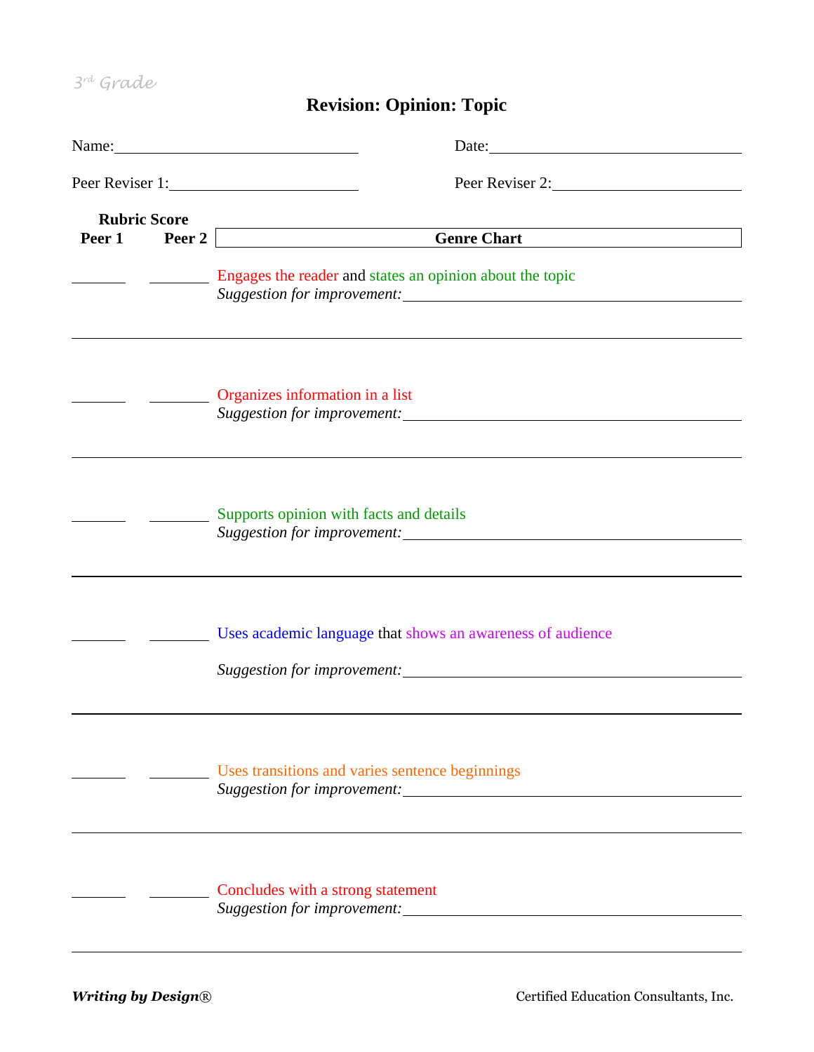3rd Grade

# Revision: Opinion: Topic

Name:______________________________ Date:______________________________

Peer Reviser 1:______________________ Peer Reviser 2:______________________

| Rubric Score Peer 1 | Rubric Score Peer 2 | Genre Chart |
|---|---|---|
| ______ | ______ | Engages the reader and states an opinion about the topic<br>*Suggestion for improvement:*______________________________ |
| ______ | ______ | Organizes information in a list<br>*Suggestion for improvement:*______________________________ |
| ______ | ______ | Supports opinion with facts and details<br>*Suggestion for improvement:*______________________________ |
| ______ | ______ | Uses academic language that shows an awareness of audience<br>*Suggestion for improvement:*______________________________ |
| ______ | ______ | Uses transitions and varies sentence beginnings<br>*Suggestion for improvement:*______________________________ |
| ______ | ______ | Concludes with a strong statement<br>*Suggestion for improvement:*______________________________ |

***Writing by Design®*** Certified Education Consultants, Inc.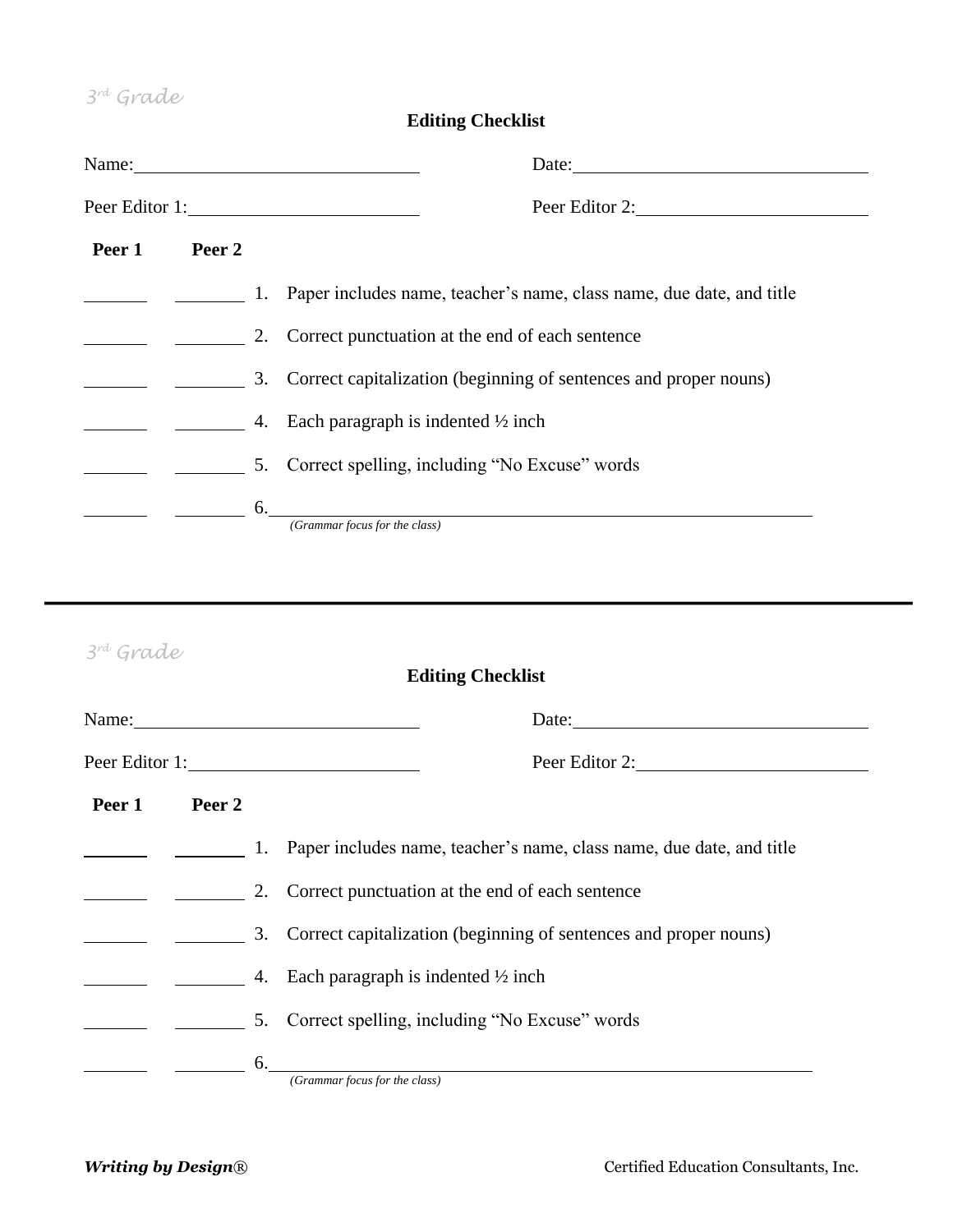*3rd Grade*

## Editing Checklist

Name:\_\_\_\_\_\_\_\_\_\_\_\_\_\_\_\_\_\_\_\_\_\_\_\_\_\_\_\_\_\_ Date:\_\_\_\_\_\_\_\_\_\_\_\_\_\_\_\_\_\_\_\_\_\_\_\_\_\_\_\_\_\_

Peer Editor 1:\_\_\_\_\_\_\_\_\_\_\_\_\_\_\_\_\_\_\_\_\_\_\_\_ Peer Editor 2:\_\_\_\_\_\_\_\_\_\_\_\_\_\_\_\_\_\_\_\_\_\_\_\_

| Peer 1 | Peer 2 | |
|---|---|---|
| \_\_\_\_\_\_ | \_\_\_\_\_\_ | 1. Paper includes name, teacher's name, class name, due date, and title |
| \_\_\_\_\_\_ | \_\_\_\_\_\_ | 2. Correct punctuation at the end of each sentence |
| \_\_\_\_\_\_ | \_\_\_\_\_\_ | 3. Correct capitalization (beginning of sentences and proper nouns) |
| \_\_\_\_\_\_ | \_\_\_\_\_\_ | 4. Each paragraph is indented ½ inch |
| \_\_\_\_\_\_ | \_\_\_\_\_\_ | 5. Correct spelling, including "No Excuse" words |
| \_\_\_\_\_\_ | \_\_\_\_\_\_ | 6.\_\_\_\_\_\_\_\_\_\_\_\_\_\_\_\_\_\_\_\_\_\_\_\_\_\_\_\_\_\_\_\_\_\_\_\_\_\_\_\_ *(Grammar focus for the class)* |

---

*3rd Grade*

## Editing Checklist

Name:\_\_\_\_\_\_\_\_\_\_\_\_\_\_\_\_\_\_\_\_\_\_\_\_\_\_\_\_\_\_ Date:\_\_\_\_\_\_\_\_\_\_\_\_\_\_\_\_\_\_\_\_\_\_\_\_\_\_\_\_\_\_

Peer Editor 1:\_\_\_\_\_\_\_\_\_\_\_\_\_\_\_\_\_\_\_\_\_\_\_\_ Peer Editor 2:\_\_\_\_\_\_\_\_\_\_\_\_\_\_\_\_\_\_\_\_\_\_\_\_

| Peer 1 | Peer 2 | |
|---|---|---|
| \_\_\_\_\_\_ | \_\_\_\_\_\_ | 1. Paper includes name, teacher's name, class name, due date, and title |
| \_\_\_\_\_\_ | \_\_\_\_\_\_ | 2. Correct punctuation at the end of each sentence |
| \_\_\_\_\_\_ | \_\_\_\_\_\_ | 3. Correct capitalization (beginning of sentences and proper nouns) |
| \_\_\_\_\_\_ | \_\_\_\_\_\_ | 4. Each paragraph is indented ½ inch |
| \_\_\_\_\_\_ | \_\_\_\_\_\_ | 5. Correct spelling, including "No Excuse" words |
| \_\_\_\_\_\_ | \_\_\_\_\_\_ | 6.\_\_\_\_\_\_\_\_\_\_\_\_\_\_\_\_\_\_\_\_\_\_\_\_\_\_\_\_\_\_\_\_\_\_\_\_\_\_\_\_ *(Grammar focus for the class)* |

***Writing by Design***® Certified Education Consultants, Inc.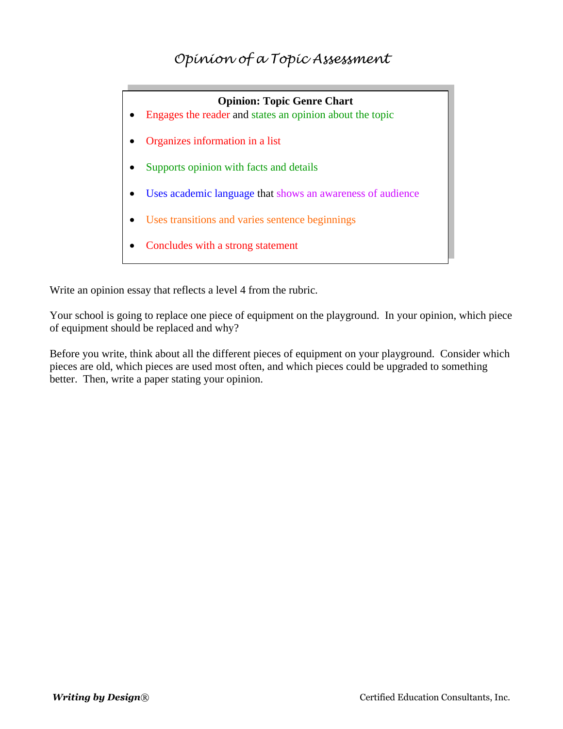# Opinion of a Topic Assessment

**Opinion: Topic Genre Chart**

- Engages the reader and states an opinion about the topic
- Organizes information in a list
- Supports opinion with facts and details
- Uses academic language that shows an awareness of audience
- Uses transitions and varies sentence beginnings
- Concludes with a strong statement

Write an opinion essay that reflects a level 4 from the rubric.

Your school is going to replace one piece of equipment on the playground. In your opinion, which piece of equipment should be replaced and why?

Before you write, think about all the different pieces of equipment on your playground. Consider which pieces are old, which pieces are used most often, and which pieces could be upgraded to something better. Then, write a paper stating your opinion.